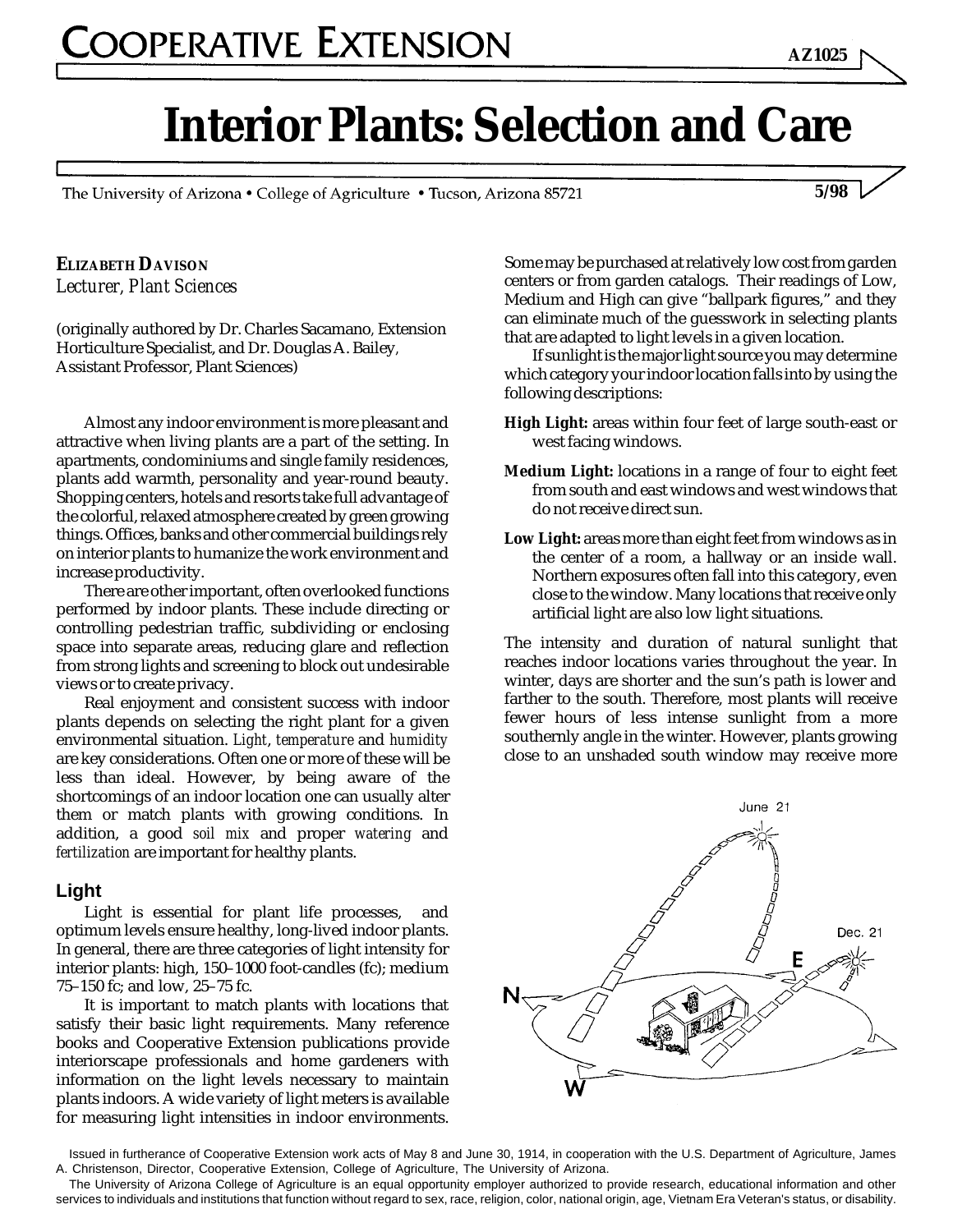COOPERATIVE EXTENSION

AZ1025

# Interior Plants: Selection and Care

The University of Arizona • College of Agriculture • Tucson, Arizona 85721

5/98

**ELIZABETH DAVISON**
*Lecturer, Plant Sciences*

(originally authored by Dr. Charles Sacamano, Extension Horticulture Specialist, and Dr. Douglas A. Bailey, Assistant Professor, Plant Sciences)

Almost any indoor environment is more pleasant and attractive when living plants are a part of the setting. In apartments, condominiums and single family residences, plants add warmth, personality and year-round beauty. Shopping centers, hotels and resorts take full advantage of the colorful, relaxed atmosphere created by green growing things. Offices, banks and other commercial buildings rely on interior plants to humanize the work environment and increase productivity.

There are other important, often overlooked functions performed by indoor plants. These include directing or controlling pedestrian traffic, subdividing or enclosing space into separate areas, reducing glare and reflection from strong lights and screening to block out undesirable views or to create privacy.

Real enjoyment and consistent success with indoor plants depends on selecting the right plant for a given environmental situation. *Light*, *temperature* and *humidity* are key considerations. Often one or more of these will be less than ideal. However, by being aware of the shortcomings of an indoor location one can usually alter them or match plants with growing conditions. In addition, a good *soil mix* and proper *watering* and *fertilization* are important for healthy plants.

## Light

Light is essential for plant life processes, and optimum levels ensure healthy, long-lived indoor plants. In general, there are three categories of light intensity for interior plants: high, 150–1000 foot-candles (fc); medium 75–150 fc; and low, 25–75 fc.

It is important to match plants with locations that satisfy their basic light requirements. Many reference books and Cooperative Extension publications provide interiorscape professionals and home gardeners with information on the light levels necessary to maintain plants indoors. A wide variety of light meters is available for measuring light intensities in indoor environments. Some may be purchased at relatively low cost from garden centers or from garden catalogs. Their readings of Low, Medium and High can give "ballpark figures," and they can eliminate much of the guesswork in selecting plants that are adapted to light levels in a given location.

If sunlight is the major light source you may determine which category your indoor location falls into by using the following descriptions:

**High Light:** areas within four feet of large south-east or west facing windows.

**Medium Light:** locations in a range of four to eight feet from south and east windows and west windows that do not receive direct sun.

**Low Light:** areas more than eight feet from windows as in the center of a room, a hallway or an inside wall. Northern exposures often fall into this category, even close to the window. Many locations that receive only artificial light are also low light situations.

The intensity and duration of natural sunlight that reaches indoor locations varies throughout the year. In winter, days are shorter and the sun's path is lower and farther to the south. Therefore, most plants will receive fewer hours of less intense sunlight from a more southernly angle in the winter. However, plants growing close to an unshaded south window may receive more

Issued in furtherance of Cooperative Extension work acts of May 8 and June 30, 1914, in cooperation with the U.S. Department of Agriculture, James A. Christenson, Director, Cooperative Extension, College of Agriculture, The University of Arizona.

The University of Arizona College of Agriculture is an equal opportunity employer authorized to provide research, educational information and other services to individuals and institutions that function without regard to sex, race, religion, color, national origin, age, Vietnam Era Veteran's status, or disability.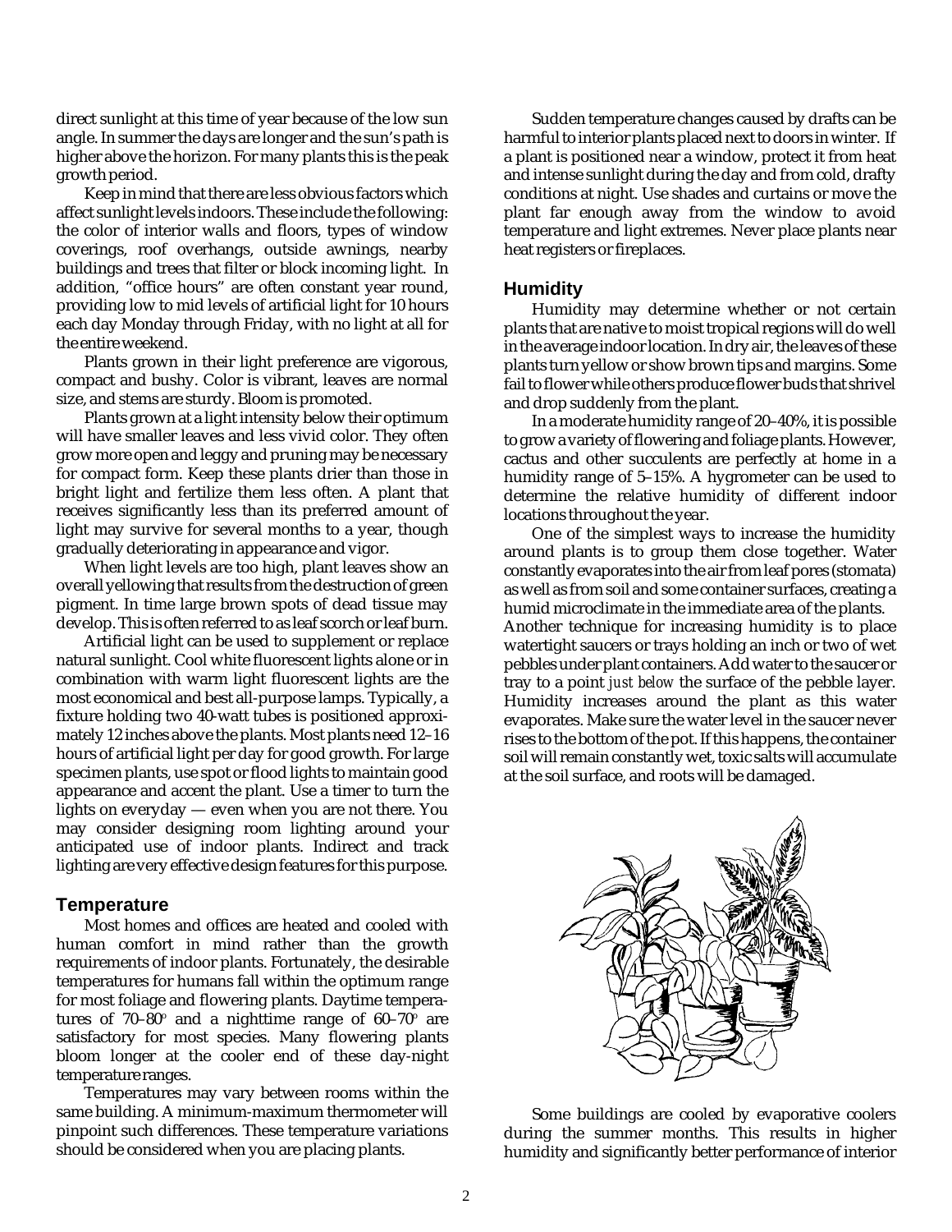direct sunlight at this time of year because of the low sun angle. In summer the days are longer and the sun's path is higher above the horizon. For many plants this is the peak growth period.

Keep in mind that there are less obvious factors which affect sunlight levels indoors. These include the following: the color of interior walls and floors, types of window coverings, roof overhangs, outside awnings, nearby buildings and trees that filter or block incoming light. In addition, "office hours" are often constant year round, providing low to mid levels of artificial light for 10 hours each day Monday through Friday, with no light at all for the entire weekend.

Plants grown in their light preference are vigorous, compact and bushy. Color is vibrant, leaves are normal size, and stems are sturdy. Bloom is promoted.

Plants grown at a light intensity below their optimum will have smaller leaves and less vivid color. They often grow more open and leggy and pruning may be necessary for compact form. Keep these plants drier than those in bright light and fertilize them less often. A plant that receives significantly less than its preferred amount of light may survive for several months to a year, though gradually deteriorating in appearance and vigor.

When light levels are too high, plant leaves show an overall yellowing that results from the destruction of green pigment. In time large brown spots of dead tissue may develop. This is often referred to as leaf scorch or leaf burn.

Artificial light can be used to supplement or replace natural sunlight. Cool white fluorescent lights alone or in combination with warm light fluorescent lights are the most economical and best all-purpose lamps. Typically, a fixture holding two 40-watt tubes is positioned approximately 12 inches above the plants. Most plants need 12–16 hours of artificial light per day for good growth. For large specimen plants, use spot or flood lights to maintain good appearance and accent the plant. Use a timer to turn the lights on everyday — even when you are not there. You may consider designing room lighting around your anticipated use of indoor plants. Indirect and track lighting are very effective design features for this purpose.

## Temperature

Most homes and offices are heated and cooled with human comfort in mind rather than the growth requirements of indoor plants. Fortunately, the desirable temperatures for humans fall within the optimum range for most foliage and flowering plants. Daytime temperatures of 70–80° and a nighttime range of 60–70° are satisfactory for most species. Many flowering plants bloom longer at the cooler end of these day-night temperature ranges.

Temperatures may vary between rooms within the same building. A minimum-maximum thermometer will pinpoint such differences. These temperature variations should be considered when you are placing plants.

Sudden temperature changes caused by drafts can be harmful to interior plants placed next to doors in winter. If a plant is positioned near a window, protect it from heat and intense sunlight during the day and from cold, drafty conditions at night. Use shades and curtains or move the plant far enough away from the window to avoid temperature and light extremes. Never place plants near heat registers or fireplaces.

## Humidity

Humidity may determine whether or not certain plants that are native to moist tropical regions will do well in the average indoor location. In dry air, the leaves of these plants turn yellow or show brown tips and margins. Some fail to flower while others produce flower buds that shrivel and drop suddenly from the plant.

In a moderate humidity range of 20–40%, it is possible to grow a variety of flowering and foliage plants. However, cactus and other succulents are perfectly at home in a humidity range of 5–15%. A hygrometer can be used to determine the relative humidity of different indoor locations throughout the year.

One of the simplest ways to increase the humidity around plants is to group them close together. Water constantly evaporates into the air from leaf pores (stomata) as well as from soil and some container surfaces, creating a humid microclimate in the immediate area of the plants.

Another technique for increasing humidity is to place watertight saucers or trays holding an inch or two of wet pebbles under plant containers. Add water to the saucer or tray to a point *just below* the surface of the pebble layer. Humidity increases around the plant as this water evaporates. Make sure the water level in the saucer never rises to the bottom of the pot. If this happens, the container soil will remain constantly wet, toxic salts will accumulate at the soil surface, and roots will be damaged.

Some buildings are cooled by evaporative coolers during the summer months. This results in higher humidity and significantly better performance of interior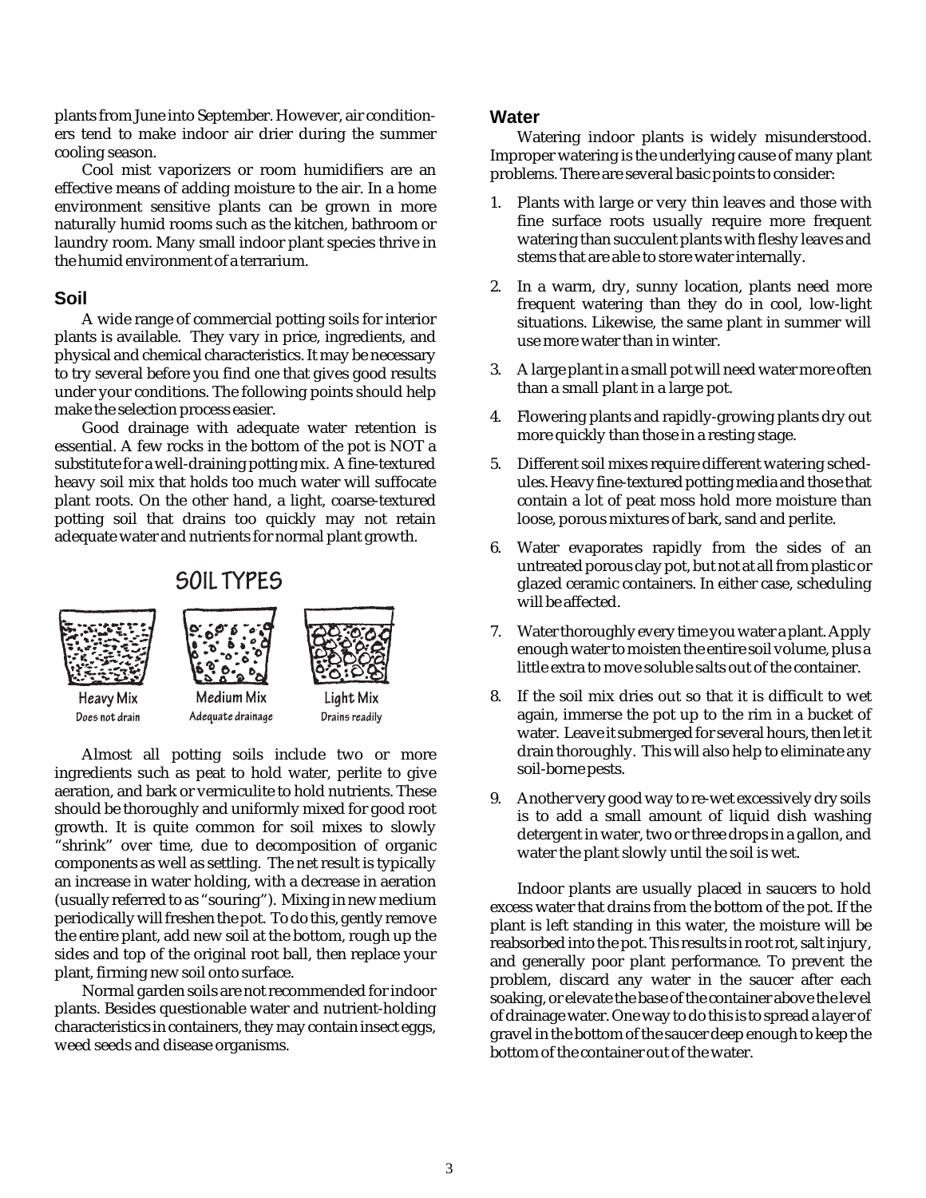plants from June into September. However, air conditioners tend to make indoor air drier during the summer cooling season.

Cool mist vaporizers or room humidifiers are an effective means of adding moisture to the air. In a home environment sensitive plants can be grown in more naturally humid rooms such as the kitchen, bathroom or laundry room. Many small indoor plant species thrive in the humid environment of a terrarium.

## Soil

A wide range of commercial potting soils for interior plants is available. They vary in price, ingredients, and physical and chemical characteristics. It may be necessary to try several before you find one that gives good results under your conditions. The following points should help make the selection process easier.

Good drainage with adequate water retention is essential. A few rocks in the bottom of the pot is NOT a substitute for a well-draining potting mix. A fine-textured heavy soil mix that holds too much water will suffocate plant roots. On the other hand, a light, coarse-textured potting soil that drains too quickly may not retain adequate water and nutrients for normal plant growth.

SOIL TYPES

Heavy Mix
Does not drain

Medium Mix
Adequate drainage

Light Mix
Drains readily

Almost all potting soils include two or more ingredients such as peat to hold water, perlite to give aeration, and bark or vermiculite to hold nutrients. These should be thoroughly and uniformly mixed for good root growth. It is quite common for soil mixes to slowly "shrink" over time, due to decomposition of organic components as well as settling. The net result is typically an increase in water holding, with a decrease in aeration (usually referred to as "souring"). Mixing in new medium periodically will freshen the pot. To do this, gently remove the entire plant, add new soil at the bottom, rough up the sides and top of the original root ball, then replace your plant, firming new soil onto surface.

Normal garden soils are not recommended for indoor plants. Besides questionable water and nutrient-holding characteristics in containers, they may contain insect eggs, weed seeds and disease organisms.

## Water

Watering indoor plants is widely misunderstood. Improper watering is the underlying cause of many plant problems. There are several basic points to consider:

1. Plants with large or very thin leaves and those with fine surface roots usually require more frequent watering than succulent plants with fleshy leaves and stems that are able to store water internally.
2. In a warm, dry, sunny location, plants need more frequent watering than they do in cool, low-light situations. Likewise, the same plant in summer will use more water than in winter.
3. A large plant in a small pot will need water more often than a small plant in a large pot.
4. Flowering plants and rapidly-growing plants dry out more quickly than those in a resting stage.
5. Different soil mixes require different watering schedules. Heavy fine-textured potting media and those that contain a lot of peat moss hold more moisture than loose, porous mixtures of bark, sand and perlite.
6. Water evaporates rapidly from the sides of an untreated porous clay pot, but not at all from plastic or glazed ceramic containers. In either case, scheduling will be affected.
7. Water thoroughly every time you water a plant. Apply enough water to moisten the entire soil volume, plus a little extra to move soluble salts out of the container.
8. If the soil mix dries out so that it is difficult to wet again, immerse the pot up to the rim in a bucket of water. Leave it submerged for several hours, then let it drain thoroughly. This will also help to eliminate any soil-borne pests.
9. Another very good way to re-wet excessively dry soils is to add a small amount of liquid dish washing detergent in water, two or three drops in a gallon, and water the plant slowly until the soil is wet.

Indoor plants are usually placed in saucers to hold excess water that drains from the bottom of the pot. If the plant is left standing in this water, the moisture will be reabsorbed into the pot. This results in root rot, salt injury, and generally poor plant performance. To prevent the problem, discard any water in the saucer after each soaking, or elevate the base of the container above the level of drainage water. One way to do this is to spread a layer of gravel in the bottom of the saucer deep enough to keep the bottom of the container out of the water.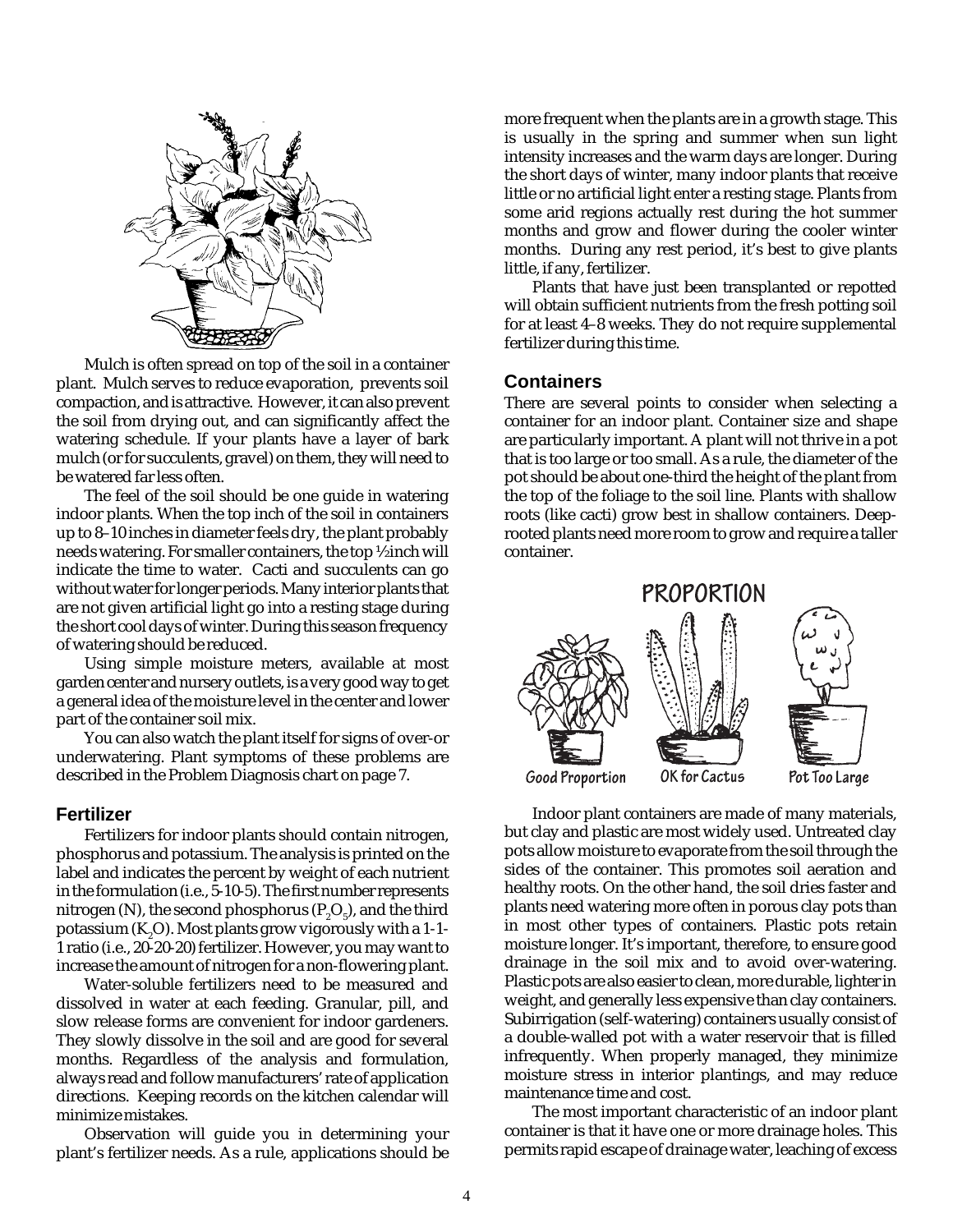Mulch is often spread on top of the soil in a container plant. Mulch serves to reduce evaporation, prevents soil compaction, and is attractive. However, it can also prevent the soil from drying out, and can significantly affect the watering schedule. If your plants have a layer of bark mulch (or for succulents, gravel) on them, they will need to be watered far less often.

The feel of the soil should be one guide in watering indoor plants. When the top inch of the soil in containers up to 8–10 inches in diameter feels dry, the plant probably needs watering. For smaller containers, the top ½ inch will indicate the time to water. Cacti and succulents can go without water for longer periods. Many interior plants that are not given artificial light go into a resting stage during the short cool days of winter. During this season frequency of watering should be reduced.

Using simple moisture meters, available at most garden center and nursery outlets, is a very good way to get a general idea of the moisture level in the center and lower part of the container soil mix.

You can also watch the plant itself for signs of over-or underwatering. Plant symptoms of these problems are described in the Problem Diagnosis chart on page 7.

## Fertilizer

Fertilizers for indoor plants should contain nitrogen, phosphorus and potassium. The analysis is printed on the label and indicates the percent by weight of each nutrient in the formulation (i.e., 5-10-5). The first number represents nitrogen (N), the second phosphorus ($P_2O_5$), and the third potassium ($K_2O$). Most plants grow vigorously with a 1-1-1 ratio (i.e., 20-20-20) fertilizer. However, you may want to increase the amount of nitrogen for a non-flowering plant.

Water-soluble fertilizers need to be measured and dissolved in water at each feeding. Granular, pill, and slow release forms are convenient for indoor gardeners. They slowly dissolve in the soil and are good for several months. Regardless of the analysis and formulation, always read and follow manufacturers' rate of application directions. Keeping records on the kitchen calendar will minimize mistakes.

Observation will guide you in determining your plant's fertilizer needs. As a rule, applications should be more frequent when the plants are in a growth stage. This is usually in the spring and summer when sun light intensity increases and the warm days are longer. During the short days of winter, many indoor plants that receive little or no artificial light enter a resting stage. Plants from some arid regions actually rest during the hot summer months and grow and flower during the cooler winter months. During any rest period, it's best to give plants little, if any, fertilizer.

Plants that have just been transplanted or repotted will obtain sufficient nutrients from the fresh potting soil for at least 4–8 weeks. They do not require supplemental fertilizer during this time.

## Containers

There are several points to consider when selecting a container for an indoor plant. Container size and shape are particularly important. A plant will not thrive in a pot that is too large or too small. As a rule, the diameter of the pot should be about one-third the height of the plant from the top of the foliage to the soil line. Plants with shallow roots (like cacti) grow best in shallow containers. Deep-rooted plants need more room to grow and require a taller container.

PROPORTION

Good Proportion — OK for Cactus — Pot Too Large

Indoor plant containers are made of many materials, but clay and plastic are most widely used. Untreated clay pots allow moisture to evaporate from the soil through the sides of the container. This promotes soil aeration and healthy roots. On the other hand, the soil dries faster and plants need watering more often in porous clay pots than in most other types of containers. Plastic pots retain moisture longer. It's important, therefore, to ensure good drainage in the soil mix and to avoid over-watering. Plastic pots are also easier to clean, more durable, lighter in weight, and generally less expensive than clay containers. Subirrigation (self-watering) containers usually consist of a double-walled pot with a water reservoir that is filled infrequently. When properly managed, they minimize moisture stress in interior plantings, and may reduce maintenance time and cost.

The most important characteristic of an indoor plant container is that it have one or more drainage holes. This permits rapid escape of drainage water, leaching of excess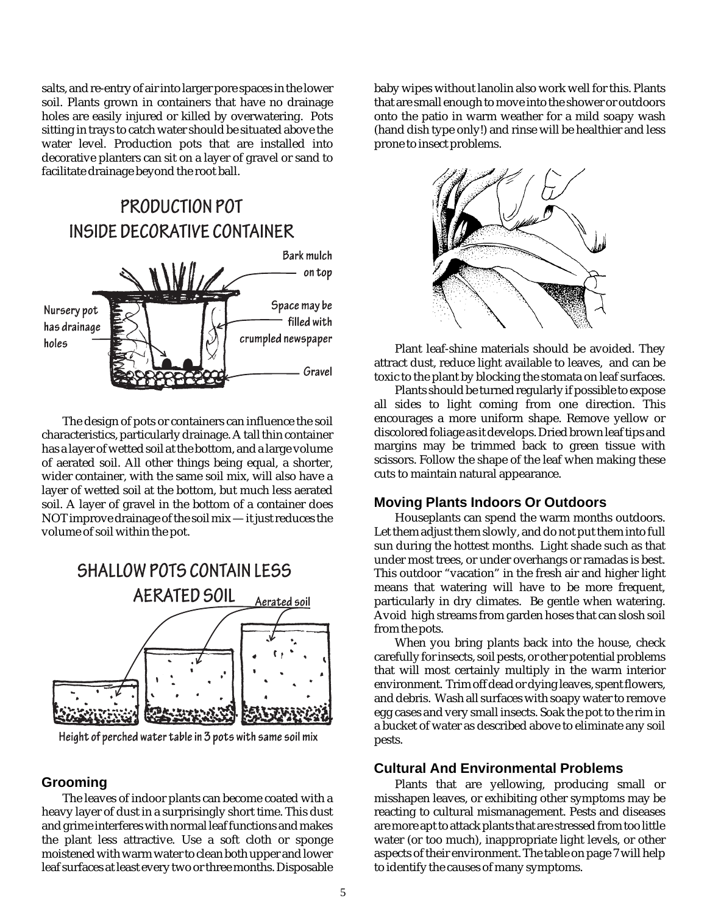salts, and re-entry of air into larger pore spaces in the lower soil. Plants grown in containers that have no drainage holes are easily injured or killed by overwatering. Pots sitting in trays to catch water should be situated above the water level. Production pots that are installed into decorative planters can sit on a layer of gravel or sand to facilitate drainage beyond the root ball.

PRODUCTION POT INSIDE DECORATIVE CONTAINER

Bark mulch on top

Nursery pot has drainage holes

Space may be filled with crumpled newspaper

Gravel

The design of pots or containers can influence the soil characteristics, particularly drainage. A tall thin container has a layer of wetted soil at the bottom, and a large volume of aerated soil. All other things being equal, a shorter, wider container, with the same soil mix, will also have a layer of wetted soil at the bottom, but much less aerated soil. A layer of gravel in the bottom of a container does NOT improve drainage of the soil mix — it just reduces the volume of soil within the pot.

SHALLOW POTS CONTAIN LESS AERATED SOIL

Aerated soil

Height of perched water table in 3 pots with same soil mix

## Grooming

The leaves of indoor plants can become coated with a heavy layer of dust in a surprisingly short time. This dust and grime interferes with normal leaf functions and makes the plant less attractive. Use a soft cloth or sponge moistened with warm water to clean both upper and lower leaf surfaces at least every two or three months. Disposable baby wipes without lanolin also work well for this. Plants that are small enough to move into the shower or outdoors onto the patio in warm weather for a mild soapy wash (hand dish type only!) and rinse will be healthier and less prone to insect problems.

Plant leaf-shine materials should be avoided. They attract dust, reduce light available to leaves, and can be toxic to the plant by blocking the stomata on leaf surfaces.

Plants should be turned regularly if possible to expose all sides to light coming from one direction. This encourages a more uniform shape. Remove yellow or discolored foliage as it develops. Dried brown leaf tips and margins may be trimmed back to green tissue with scissors. Follow the shape of the leaf when making these cuts to maintain natural appearance.

## Moving Plants Indoors Or Outdoors

Houseplants can spend the warm months outdoors. Let them adjust them slowly, and do not put them into full sun during the hottest months. Light shade such as that under most trees, or under overhangs or ramadas is best. This outdoor "vacation" in the fresh air and higher light means that watering will have to be more frequent, particularly in dry climates. Be gentle when watering. Avoid high streams from garden hoses that can slosh soil from the pots.

When you bring plants back into the house, check carefully for insects, soil pests, or other potential problems that will most certainly multiply in the warm interior environment. Trim off dead or dying leaves, spent flowers, and debris. Wash all surfaces with soapy water to remove egg cases and very small insects. Soak the pot to the rim in a bucket of water as described above to eliminate any soil pests.

## Cultural And Environmental Problems

Plants that are yellowing, producing small or misshapen leaves, or exhibiting other symptoms may be reacting to cultural mismanagement. Pests and diseases are more apt to attack plants that are stressed from too little water (or too much), inappropriate light levels, or other aspects of their environment. The table on page 7 will help to identify the causes of many symptoms.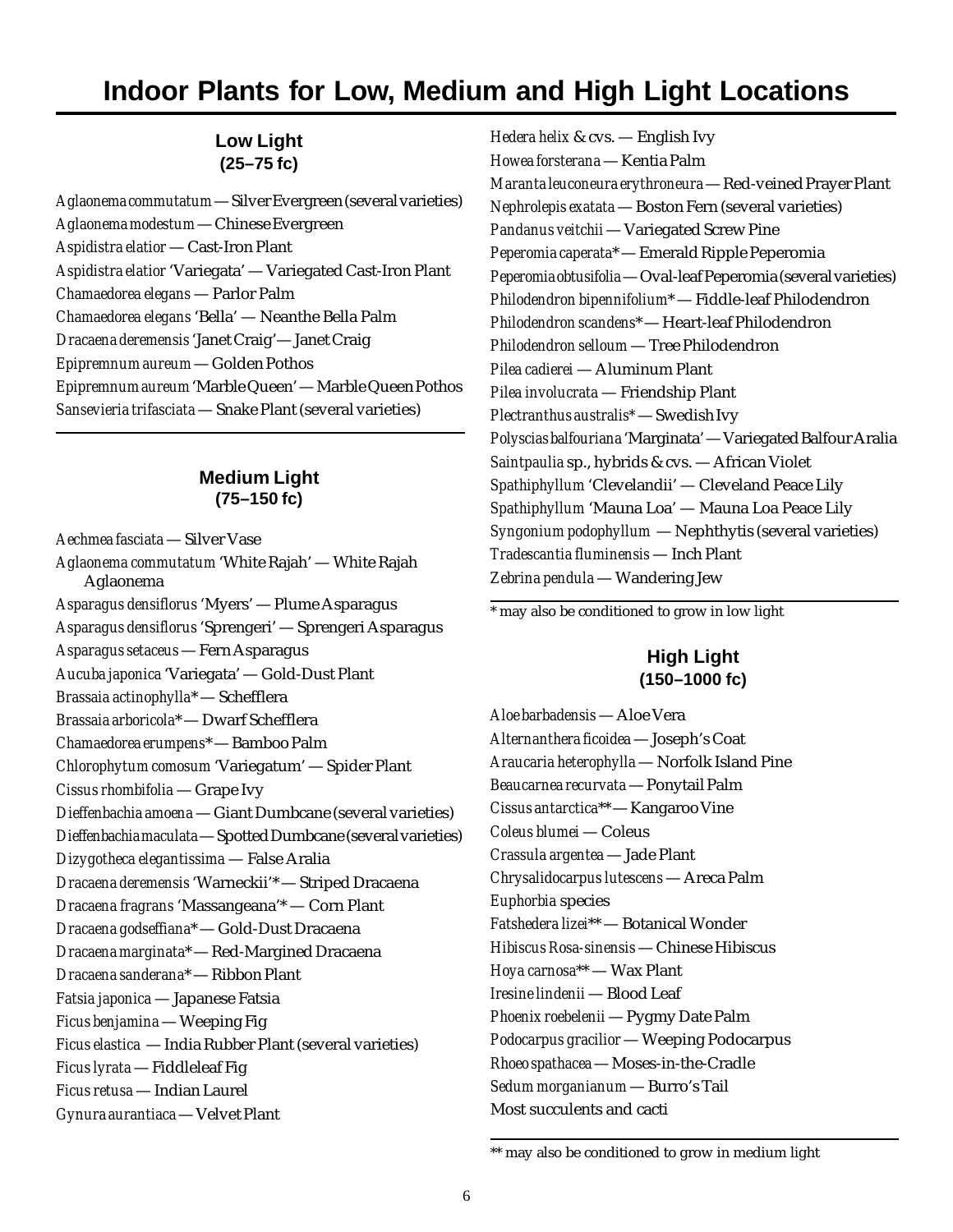# Indoor Plants for Low, Medium and High Light Locations

## Low Light
**(25–75 fc)**

*Aglaonema commutatum* — Silver Evergreen (several varieties)
*Aglaonema modestum* — Chinese Evergreen
*Aspidistra elatior* — Cast-Iron Plant
*Aspidistra elatior* 'Variegata' — Variegated Cast-Iron Plant
*Chamaedorea elegans* — Parlor Palm
*Chamaedorea elegans* 'Bella' — Neanthe Bella Palm
*Dracaena deremensis* 'Janet Craig' — Janet Craig
*Epipremnum aureum* — Golden Pothos
*Epipremnum aureum* 'Marble Queen' — Marble Queen Pothos
*Sansevieria trifasciata* — Snake Plant (several varieties)

## Medium Light
**(75–150 fc)**

*Aechmea fasciata* — Silver Vase
*Aglaonema commutatum* 'White Rajah' — White Rajah Aglaonema
*Asparagus densiflorus* 'Myers' — Plume Asparagus
*Asparagus densiflorus* 'Sprengeri' — Sprengeri Asparagus
*Asparagus setaceus* — Fern Asparagus
*Aucuba japonica* 'Variegata' — Gold-Dust Plant
*Brassaia actinophylla** — Schefflera
*Brassaia arboricola** — Dwarf Schefflera
*Chamaedorea erumpens** — Bamboo Palm
*Chlorophytum comosum* 'Variegatum' — Spider Plant
*Cissus rhombifolia* — Grape Ivy
*Dieffenbachia amoena* — Giant Dumbcane (several varieties)
*Dieffenbachia maculata* — Spotted Dumbcane (several varieties)
*Dizygotheca elegantissima* — False Aralia
*Dracaena deremensis* 'Warneckii'* — Striped Dracaena
*Dracaena fragrans* 'Massangeana'* — Corn Plant
*Dracaena godseffiana** — Gold-Dust Dracaena
*Dracaena marginata** — Red-Margined Dracaena
*Dracaena sanderana** — Ribbon Plant
*Fatsia japonica* — Japanese Fatsia
*Ficus benjamina* — Weeping Fig
*Ficus elastica* — India Rubber Plant (several varieties)
*Ficus lyrata* — Fiddleleaf Fig
*Ficus retusa* — Indian Laurel
*Gynura aurantiaca* — Velvet Plant
*Hedera helix* & cvs. — English Ivy
*Howea forsterana* — Kentia Palm
*Maranta leuconeura erythroneura* — Red-veined Prayer Plant
*Nephrolepis exatata* — Boston Fern (several varieties)
*Pandanus veitchii* — Variegated Screw Pine
*Peperomia caperata** — Emerald Ripple Peperomia
*Peperomia obtusifolia* — Oval-leaf Peperomia (several varieties)
*Philodendron bipennifolium** — Fiddle-leaf Philodendron
*Philodendron scandens** — Heart-leaf Philodendron
*Philodendron selloum* — Tree Philodendron
*Pilea cadierei* — Aluminum Plant
*Pilea involucrata* — Friendship Plant
*Plectranthus australis** — Swedish Ivy
*Polyscias balfouriana* 'Marginata' — Variegated Balfour Aralia
*Saintpaulia* sp., hybrids & cvs. — African Violet
*Spathiphyllum* 'Clevelandii' — Cleveland Peace Lily
*Spathiphyllum* 'Mauna Loa' — Mauna Loa Peace Lily
*Syngonium podophyllum* — Nephthytis (several varieties)
*Tradescantia fluminensis* — Inch Plant
*Zebrina pendula* — Wandering Jew

\* may also be conditioned to grow in low light

## High Light
**(150–1000 fc)**

*Aloe barbadensis* — Aloe Vera
*Alternanthera ficoidea* — Joseph's Coat
*Araucaria heterophylla* — Norfolk Island Pine
*Beaucarnea recurvata* — Ponytail Palm
*Cissus antarctica*** — Kangaroo Vine
*Coleus blumei* — Coleus
*Crassula argentea* — Jade Plant
*Chrysalidocarpus lutescens* — Areca Palm
*Euphorbia* species
*Fatshedera lizei*** — Botanical Wonder
*Hibiscus Rosa-sinensis* — Chinese Hibiscus
*Hoya carnosa*** — Wax Plant
*Iresine lindenii* — Blood Leaf
*Phoenix roebelenii* — Pygmy Date Palm
*Podocarpus gracilior* — Weeping Podocarpus
*Rhoeo spathacea* — Moses-in-the-Cradle
*Sedum morganianum* — Burro's Tail
Most succulents and cacti

\** may also be conditioned to grow in medium light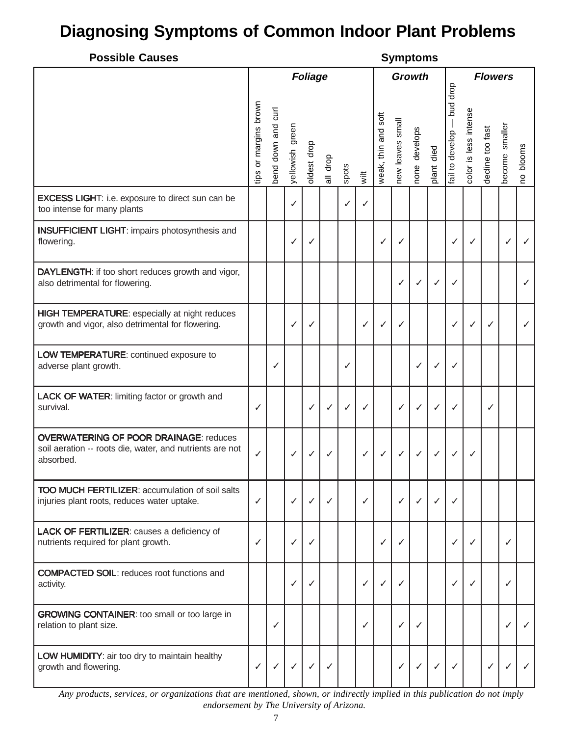# Diagnosing Symptoms of Common Indoor Plant Problems

| Possible Causes | Symptoms | | | | | | | | | | | | | | | |
|---|---|---|---|---|---|---|---|---|---|---|---|---|---|---|---|---|
| | Foliage | | | | | | | Growth | | | | Flowers | | | | |
| | tips or margins brown | bend down and curl | yellowish green | oldest drop | all drop | spots | wilt | weak, thin and soft | new leaves small | none develops | plant died | fail to develop — bud drop | color is less intense | decline too fast | become smaller | no blooms |
| **EXCESS LIGHT**: i.e. exposure to direct sun can be too intense for many plants | | | ✓ | | | ✓ | ✓ | | | | | | | | | |
| **INSUFFICIENT LIGHT**: impairs photosynthesis and flowering. | | | ✓ | ✓ | | | | ✓ | ✓ | | | ✓ | ✓ | | ✓ | ✓ |
| **DAYLENGTH**: if too short reduces growth and vigor, also detrimental for flowering. | | | | | | | | | ✓ | ✓ | ✓ | ✓ | | | | ✓ |
| **HIGH TEMPERATURE**: especially at night reduces growth and vigor, also detrimental for flowering. | | | ✓ | ✓ | | | ✓ | ✓ | ✓ | | | ✓ | ✓ | ✓ | | ✓ |
| **LOW TEMPERATURE**: continued exposure to adverse plant growth. | | ✓ | | | | ✓ | | | | ✓ | ✓ | ✓ | | | | |
| **LACK OF WATER**: limiting factor or growth and survival. | ✓ | | | ✓ | ✓ | ✓ | ✓ | | ✓ | ✓ | ✓ | ✓ | | ✓ | | |
| **OVERWATERING OF POOR DRAINAGE**: reduces soil aeration -- roots die, water, and nutrients are not absorbed. | ✓ | | ✓ | ✓ | ✓ | | ✓ | ✓ | ✓ | ✓ | ✓ | ✓ | ✓ | | | |
| **TOO MUCH FERTILIZER**: accumulation of soil salts injuries plant roots, reduces water uptake. | ✓ | | ✓ | ✓ | ✓ | | ✓ | | ✓ | ✓ | ✓ | ✓ | | | | |
| **LACK OF FERTILIZER**: causes a deficiency of nutrients required for plant growth. | ✓ | | ✓ | ✓ | | | | ✓ | ✓ | | | ✓ | ✓ | | ✓ | |
| **COMPACTED SOIL**: reduces root functions and activity. | | | ✓ | ✓ | | | ✓ | ✓ | ✓ | | | ✓ | ✓ | | ✓ | |
| **GROWING CONTAINER**: too small or too large in relation to plant size. | | ✓ | | | | | ✓ | | ✓ | ✓ | | | | | ✓ | ✓ |
| **LOW HUMIDITY**: air too dry to maintain healthy growth and flowering. | ✓ | ✓ | ✓ | ✓ | ✓ | | | | ✓ | ✓ | ✓ | ✓ | | ✓ | ✓ | ✓ |

*Any products, services, or organizations that are mentioned, shown, or indirectly implied in this publication do not imply endorsement by The University of Arizona.*